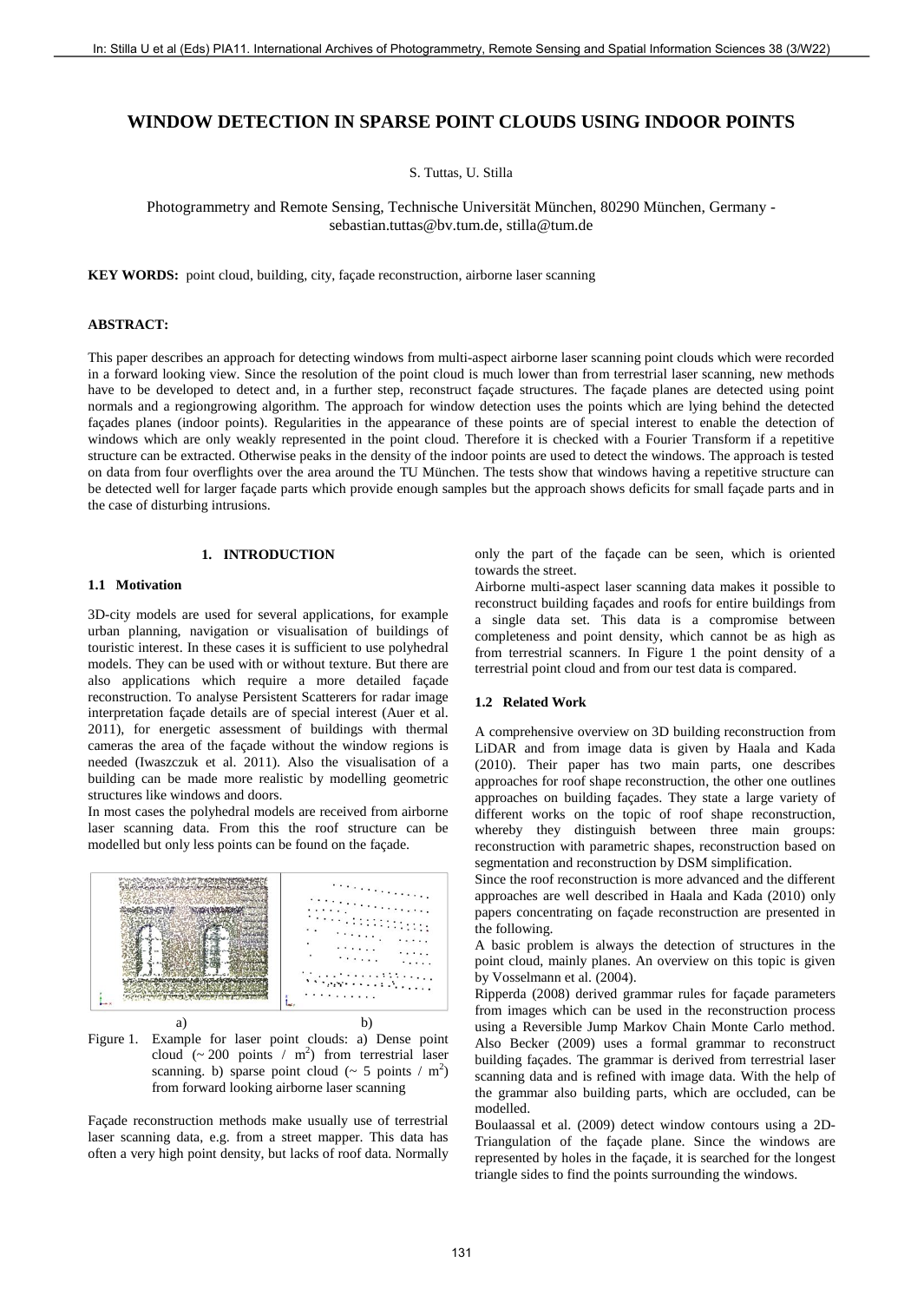# WINDOW DETECTION IN SPARSE POINT CLOUDS USING INDOOR POINTS

S. Tuttas, U. Stilla

Photogrammetry and Remote Sensing, Technische Universität München, 80290 München, Germany - sebastian.tuttas@bv.tum.de, stilla@tum.de

**KEY WORDS:** point cloud, building, city, façade reconstruction, airborne laser scanning

**ABSTRACT:**

This paper describes an approach for detecting windows from multi-aspect airborne laser scanning point clouds which were recorded in a forward looking view. Since the resolution of the point cloud is much lower than from terrestrial laser scanning, new methods have to be developed to detect and, in a further step, reconstruct façade structures. The façade planes are detected using point normals and a regiongrowing algorithm. The approach for window detection uses the points which are lying behind the detected façades planes (indoor points). Regularities in the appearance of these points are of special interest to enable the detection of windows which are only weakly represented in the point cloud. Therefore it is checked with a Fourier Transform if a repetitive structure can be extracted. Otherwise peaks in the density of the indoor points are used to detect the windows. The approach is tested on data from four overflights over the area around the TU München. The tests show that windows having a repetitive structure can be detected well for larger façade parts which provide enough samples but the approach shows deficits for small façade parts and in the case of disturbing intrusions.

## 1. INTRODUCTION

### 1.1 Motivation

3D-city models are used for several applications, for example urban planning, navigation or visualisation of buildings of touristic interest. In these cases it is sufficient to use polyhedral models. They can be used with or without texture. But there are also applications which require a more detailed façade reconstruction. To analyse Persistent Scatterers for radar image interpretation façade details are of special interest (Auer et al. 2011), for energetic assessment of buildings with thermal cameras the area of the façade without the window regions is needed (Iwaszczuk et al. 2011). Also the visualisation of a building can be made more realistic by modelling geometric structures like windows and doors.

In most cases the polyhedral models are received from airborne laser scanning data. From this the roof structure can be modelled but only less points can be found on the façade.

Figure 1. Example for laser point clouds: a) Dense point cloud (~ 200 points / m$^2$) from terrestrial laser scanning. b) sparse point cloud (~ 5 points / m$^2$) from forward looking airborne laser scanning

Façade reconstruction methods make usually use of terrestrial laser scanning data, e.g. from a street mapper. This data has often a very high point density, but lacks of roof data. Normally only the part of the façade can be seen, which is oriented towards the street.

Airborne multi-aspect laser scanning data makes it possible to reconstruct building façades and roofs for entire buildings from a single data set. This data is a compromise between completeness and point density, which cannot be as high as from terrestrial scanners. In Figure 1 the point density of a terrestrial point cloud and from our test data is compared.

### 1.2 Related Work

A comprehensive overview on 3D building reconstruction from LiDAR and from image data is given by Haala and Kada (2010). Their paper has two main parts, one describes approaches for roof shape reconstruction, the other one outlines approaches on building façades. They state a large variety of different works on the topic of roof shape reconstruction, whereby they distinguish between three main groups: reconstruction with parametric shapes, reconstruction based on segmentation and reconstruction by DSM simplification.

Since the roof reconstruction is more advanced and the different approaches are well described in Haala and Kada (2010) only papers concentrating on façade reconstruction are presented in the following.

A basic problem is always the detection of structures in the point cloud, mainly planes. An overview on this topic is given by Vosselmann et al. (2004).

Ripperda (2008) derived grammar rules for façade parameters from images which can be used in the reconstruction process using a Reversible Jump Markov Chain Monte Carlo method. Also Becker (2009) uses a formal grammar to reconstruct building façades. The grammar is derived from terrestrial laser scanning data and is refined with image data. With the help of the grammar also building parts, which are occluded, can be modelled.

Boulaassal et al. (2009) detect window contours using a 2D-Triangulation of the façade plane. Since the windows are represented by holes in the façade, it is searched for the longest triangle sides to find the points surrounding the windows.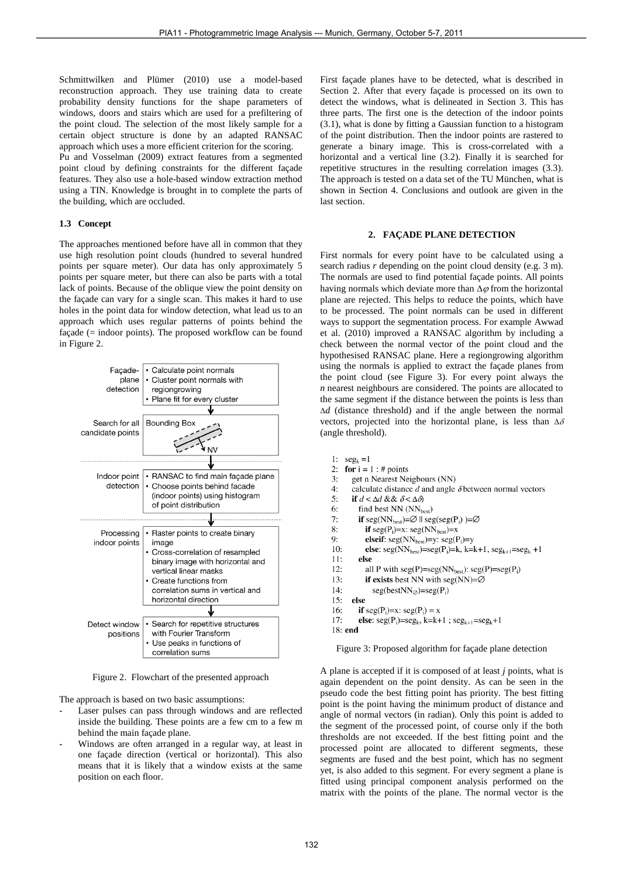Schmittwilken and Plümer (2010) use a model-based reconstruction approach. They use training data to create probability density functions for the shape parameters of windows, doors and stairs which are used for a prefiltering of the point cloud. The selection of the most likely sample for a certain object structure is done by an adapted RANSAC approach which uses a more efficient criterion for the scoring.

Pu and Vosselman (2009) extract features from a segmented point cloud by defining constraints for the different façade features. They also use a hole-based window extraction method using a TIN. Knowledge is brought in to complete the parts of the building, which are occluded.

### 1.3 Concept

The approaches mentioned before have all in common that they use high resolution point clouds (hundred to several hundred points per square meter). Our data has only approximately 5 points per square meter, but there can also be parts with a total lack of points. Because of the oblique view the point density on the façade can vary for a single scan. This makes it hard to use holes in the point data for window detection, what lead us to an approach which uses regular patterns of points behind the façade (= indoor points). The proposed workflow can be found in Figure 2.

| | |
|---|---|
| Façade-plane detection | • Calculate point normals<br>• Cluster point normals with regiongrowing<br>• Plane fit for every cluster |
| Search for all candidate points | Bounding Box (NV) |
| Indoor point detection | • RANSAC to find main façade plane<br>• Choose points behind facade (indoor points) using histogram of point distribution |
| Processing indoor points | • Raster points to create binary image<br>• Cross-correlation of resampled binary image with horizontal and vertical linear masks<br>• Create functions from correlation sums in vertical and horizontal direction |
| Detect window positions | • Search for repetitive structures with Fourier Transform<br>• Use peaks in functions of correlation sums |

Figure 2. Flowchart of the presented approach

The approach is based on two basic assumptions:

- Laser pulses can pass through windows and are reflected inside the building. These points are a few cm to a few m behind the main façade plane.
- Windows are often arranged in a regular way, at least in one façade direction (vertical or horizontal). This also means that it is likely that a window exists at the same position on each floor.

First façade planes have to be detected, what is described in Section 2. After that every façade is processed on its own to detect the windows, what is delineated in Section 3. This has three parts. The first one is the detection of the indoor points (3.1), what is done by fitting a Gaussian function to a histogram of the point distribution. Then the indoor points are rastered to generate a binary image. This is cross-correlated with a horizontal and a vertical line (3.2). Finally it is searched for repetitive structures in the resulting correlation images (3.3). The approach is tested on a data set of the TU München, what is shown in Section 4. Conclusions and outlook are given in the last section.

## 2. FAÇADE PLANE DETECTION

First normals for every point have to be calculated using a search radius $r$ depending on the point cloud density (e.g. 3 m). The normals are used to find potential façade points. All points having normals which deviate more than $\Delta\varphi$ from the horizontal plane are rejected. This helps to reduce the points, which have to be processed. The point normals can be used in different ways to support the segmentation process. For example Awwad et al. (2010) improved a RANSAC algorithm by including a check between the normal vector of the point cloud and the hypothesised RANSAC plane. Here a regiongrowing algorithm using the normals is applied to extract the façade planes from the point cloud (see Figure 3). For every point always the $n$ nearest neighbours are considered. The points are allocated to the same segment if the distance between the points is less than $\Delta d$ (distance threshold) and if the angle between the normal vectors, projected into the horizontal plane, is less than $\Delta\delta$ (angle threshold).

```
1:  seg_k = 1
2:  for i = 1 : # points
3:    get n Nearest Neigbours (NN)
4:    calculate distance d and angle δ between normal vectors
5:    if d < Δd && δ < Δδ)
6:      find best NN (NN_best)
7:      if seg(NN_best)=∅ || seg(seg(P_i) )=∅
8:        if seg(P_i)=x: seg(NN_best)=x
9:        elseif: seg(NN_best)=y: seg(P_i)=y
10:       else: seg(NN_best)=seg(P_i)=k, k=k+1, seg_k+1=seg_k +1
11:     else
12:       all P with seg(P)=seg(NN_best): seg(P)=seg(P_i)
13:       if exists best NN with seg(NN)=∅
14:         seg(bestNN_∅)=seg(P_i)
15:   else
16:     if seg(P_i)=x: seg(P_i) = x
17:     else: seg(P_i)=seg_k, k=k+1 ; seg_k+1=seg_k+1
18: end
```

Figure 3: Proposed algorithm for façade plane detection

A plane is accepted if it is composed of at least $j$ points, what is again dependent on the point density. As can be seen in the pseudo code the best fitting point has priority. The best fitting point is the point having the minimum product of distance and angle of normal vectors (in radian). Only this point is added to the segment of the processed point, of course only if the both thresholds are not exceeded. If the best fitting point and the processed point are allocated to different segments, these segments are fused and the best point, which has no segment yet, is also added to this segment. For every segment a plane is fitted using principal component analysis performed on the matrix with the points of the plane. The normal vector is the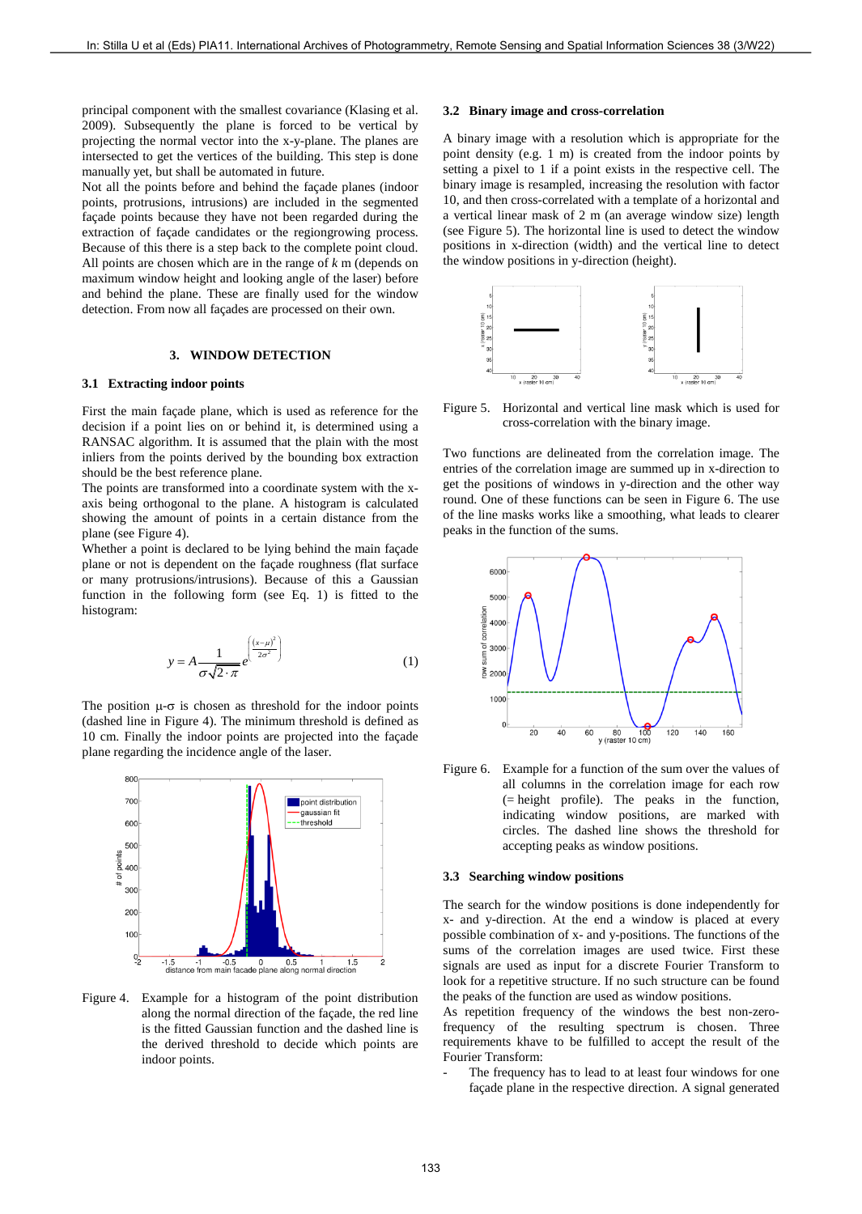principal component with the smallest covariance (Klasing et al. 2009). Subsequently the plane is forced to be vertical by projecting the normal vector into the x-y-plane. The planes are intersected to get the vertices of the building. This step is done manually yet, but shall be automated in future.

Not all the points before and behind the façade planes (indoor points, protrusions, intrusions) are included in the segmented façade points because they have not been regarded during the extraction of façade candidates or the regiongrowing process. Because of this there is a step back to the complete point cloud. All points are chosen which are in the range of *k* m (depends on maximum window height and looking angle of the laser) before and behind the plane. These are finally used for the window detection. From now all façades are processed on their own.

## 3. WINDOW DETECTION

### 3.1 Extracting indoor points

First the main façade plane, which is used as reference for the decision if a point lies on or behind it, is determined using a RANSAC algorithm. It is assumed that the plain with the most inliers from the points derived by the bounding box extraction should be the best reference plane.

The points are transformed into a coordinate system with the x-axis being orthogonal to the plane. A histogram is calculated showing the amount of points in a certain distance from the plane (see Figure 4).

Whether a point is declared to be lying behind the main façade plane or not is dependent on the façade roughness (flat surface or many protrusions/intrusions). Because of this a Gaussian function in the following form (see Eq. 1) is fitted to the histogram:

$$y = A\frac{1}{\sigma\sqrt{2\cdot\pi}}e^{\left(\frac{(x-\mu)^2}{2\sigma^2}\right)} \tag{1}$$

The position μ-σ is chosen as threshold for the indoor points (dashed line in Figure 4). The minimum threshold is defined as 10 cm. Finally the indoor points are projected into the façade plane regarding the incidence angle of the laser.

Figure 4. Example for a histogram of the point distribution along the normal direction of the façade, the red line is the fitted Gaussian function and the dashed line is the derived threshold to decide which points are indoor points.

### 3.2 Binary image and cross-correlation

A binary image with a resolution which is appropriate for the point density (e.g. 1 m) is created from the indoor points by setting a pixel to 1 if a point exists in the respective cell. The binary image is resampled, increasing the resolution with factor 10, and then cross-correlated with a template of a horizontal and a vertical linear mask of 2 m (an average window size) length (see Figure 5). The horizontal line is used to detect the window positions in x-direction (width) and the vertical line to detect the window positions in y-direction (height).

Figure 5. Horizontal and vertical line mask which is used for cross-correlation with the binary image.

Two functions are delineated from the correlation image. The entries of the correlation image are summed up in x-direction to get the positions of windows in y-direction and the other way round. One of these functions can be seen in Figure 6. The use of the line masks works like a smoothing, what leads to clearer peaks in the function of the sums.

Figure 6. Example for a function of the sum over the values of all columns in the correlation image for each row (= height profile). The peaks in the function, indicating window positions, are marked with circles. The dashed line shows the threshold for accepting peaks as window positions.

### 3.3 Searching window positions

The search for the window positions is done independently for x- and y-direction. At the end a window is placed at every possible combination of x- and y-positions. The functions of the sums of the correlation images are used twice. First these signals are used as input for a discrete Fourier Transform to look for a repetitive structure. If no such structure can be found the peaks of the function are used as window positions.

As repetition frequency of the windows the best non-zero-frequency of the resulting spectrum is chosen. Three requirements khave to be fulfilled to accept the result of the Fourier Transform:

- The frequency has to lead to at least four windows for one façade plane in the respective direction. A signal generated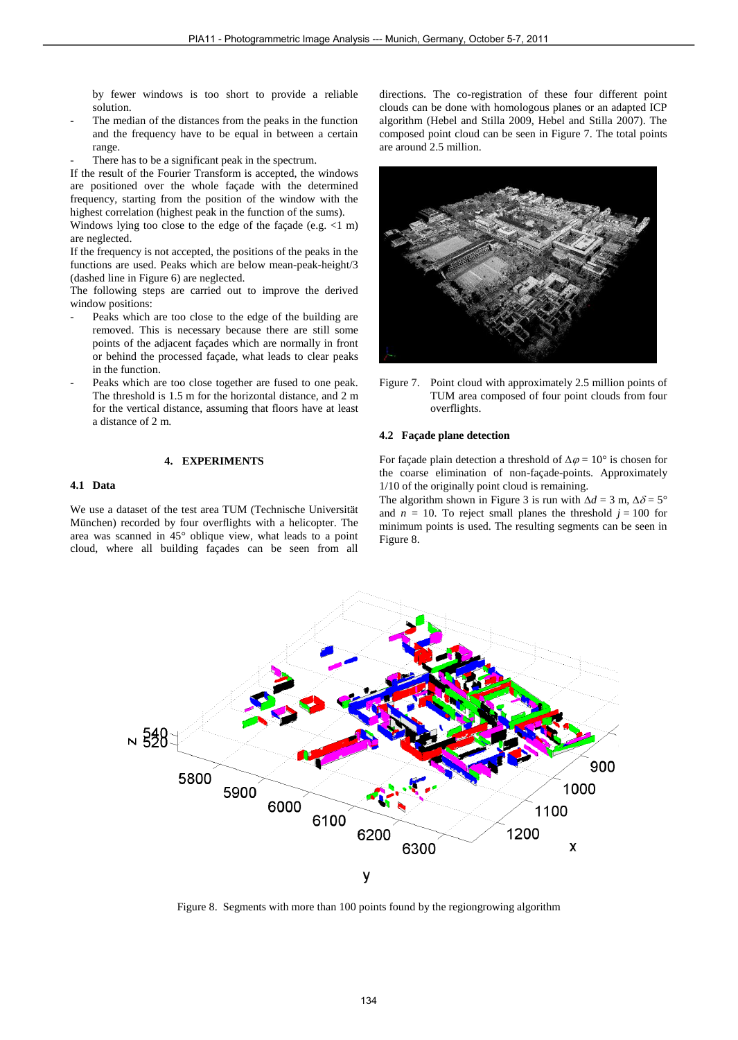by fewer windows is too short to provide a reliable solution.

- The median of the distances from the peaks in the function and the frequency have to be equal in between a certain range.
- There has to be a significant peak in the spectrum.

If the result of the Fourier Transform is accepted, the windows are positioned over the whole façade with the determined frequency, starting from the position of the window with the highest correlation (highest peak in the function of the sums).

Windows lying too close to the edge of the façade (e.g. <1 m) are neglected.

If the frequency is not accepted, the positions of the peaks in the functions are used. Peaks which are below mean-peak-height/3 (dashed line in Figure 6) are neglected.

The following steps are carried out to improve the derived window positions:

- Peaks which are too close to the edge of the building are removed. This is necessary because there are still some points of the adjacent façades which are normally in front or behind the processed façade, what leads to clear peaks in the function.
- Peaks which are too close together are fused to one peak. The threshold is 1.5 m for the horizontal distance, and 2 m for the vertical distance, assuming that floors have at least a distance of 2 m.

## 4. EXPERIMENTS

### 4.1 Data

We use a dataset of the test area TUM (Technische Universität München) recorded by four overflights with a helicopter. The area was scanned in 45° oblique view, what leads to a point cloud, where all building façades can be seen from all directions. The co-registration of these four different point clouds can be done with homologous planes or an adapted ICP algorithm (Hebel and Stilla 2009, Hebel and Stilla 2007). The composed point cloud can be seen in Figure 7. The total points are around 2.5 million.

Figure 7. Point cloud with approximately 2.5 million points of TUM area composed of four point clouds from four overflights.

### 4.2 Façade plane detection

For façade plain detection a threshold of $\Delta\varphi = 10°$ is chosen for the coarse elimination of non-façade-points. Approximately 1/10 of the originally point cloud is remaining.

The algorithm shown in Figure 3 is run with $\Delta d = 3$ m, $\Delta\delta = 5°$ and $n = 10$. To reject small planes the threshold $j = 100$ for minimum points is used. The resulting segments can be seen in Figure 8.

Figure 8. Segments with more than 100 points found by the regiongrowing algorithm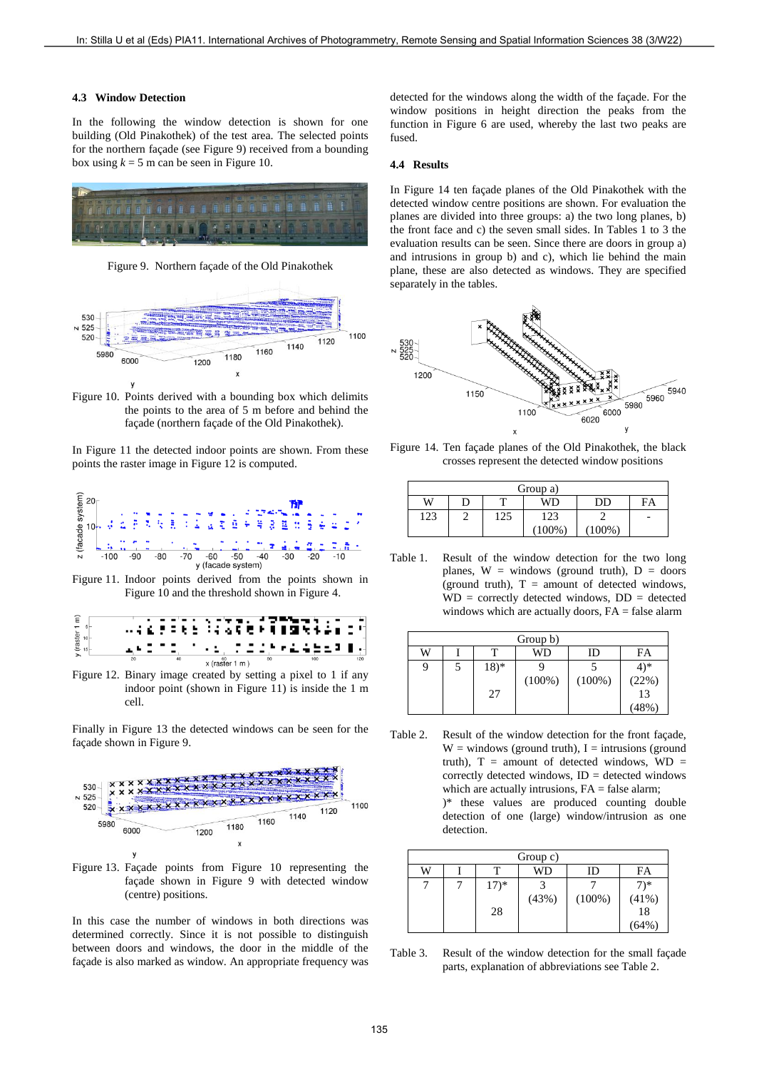### 4.3 Window Detection

In the following the window detection is shown for one building (Old Pinakothek) of the test area. The selected points for the northern façade (see Figure 9) received from a bounding box using $k = 5$ m can be seen in Figure 10.

Figure 9. Northern façade of the Old Pinakothek

Figure 10. Points derived with a bounding box which delimits the points to the area of 5 m before and behind the façade (northern façade of the Old Pinakothek).

In Figure 11 the detected indoor points are shown. From these points the raster image in Figure 12 is computed.

Figure 11. Indoor points derived from the points shown in Figure 10 and the threshold shown in Figure 4.

Figure 12. Binary image created by setting a pixel to 1 if any indoor point (shown in Figure 11) is inside the 1 m cell.

Finally in Figure 13 the detected windows can be seen for the façade shown in Figure 9.

Figure 13. Façade points from Figure 10 representing the façade shown in Figure 9 with detected window (centre) positions.

In this case the number of windows in both directions was determined correctly. Since it is not possible to distinguish between doors and windows, the door in the middle of the façade is also marked as window. An appropriate frequency was detected for the windows along the width of the façade. For the window positions in height direction the peaks from the function in Figure 6 are used, whereby the last two peaks are fused.

### 4.4 Results

In Figure 14 ten façade planes of the Old Pinakothek with the detected window centre positions are shown. For evaluation the planes are divided into three groups: a) the two long planes, b) the front face and c) the seven small sides. In Tables 1 to 3 the evaluation results can be seen. Since there are doors in group a) and intrusions in group b) and c), which lie behind the main plane, these are also detected as windows. They are specified separately in the tables.

Figure 14. Ten façade planes of the Old Pinakothek, the black crosses represent the detected window positions

| Group a) | | | | | |
|---|---|---|---|---|---|
| W | D | T | WD | DD | FA |
| 123 | 2 | 125 | 123 (100%) | 2 (100%) | - |

Table 1. Result of the window detection for the two long planes, W = windows (ground truth), D = doors (ground truth), T = amount of detected windows, WD = correctly detected windows, DD = detected windows which are actually doors, FA = false alarm

| Group b) | | | | | |
|---|---|---|---|---|---|
| W | I | T | WD | ID | FA |
| 9 | 5 | 18)* <br> 27 | 9 (100%) | 5 (100%) | 4)* (22%) <br> 13 (48%) |

Table 2. Result of the window detection for the front façade, W = windows (ground truth), I = intrusions (ground truth), T = amount of detected windows, WD = correctly detected windows, ID = detected windows which are actually intrusions, FA = false alarm;
)* these values are produced counting double detection of one (large) window/intrusion as one detection.

| Group c) | | | | | |
|---|---|---|---|---|---|
| W | I | T | WD | ID | FA |
| 7 | 7 | 17)* <br> 28 | 3 (43%) | 7 (100%) | 7)* (41%) <br> 18 (64%) |

Table 3. Result of the window detection for the small façade parts, explanation of abbreviations see Table 2.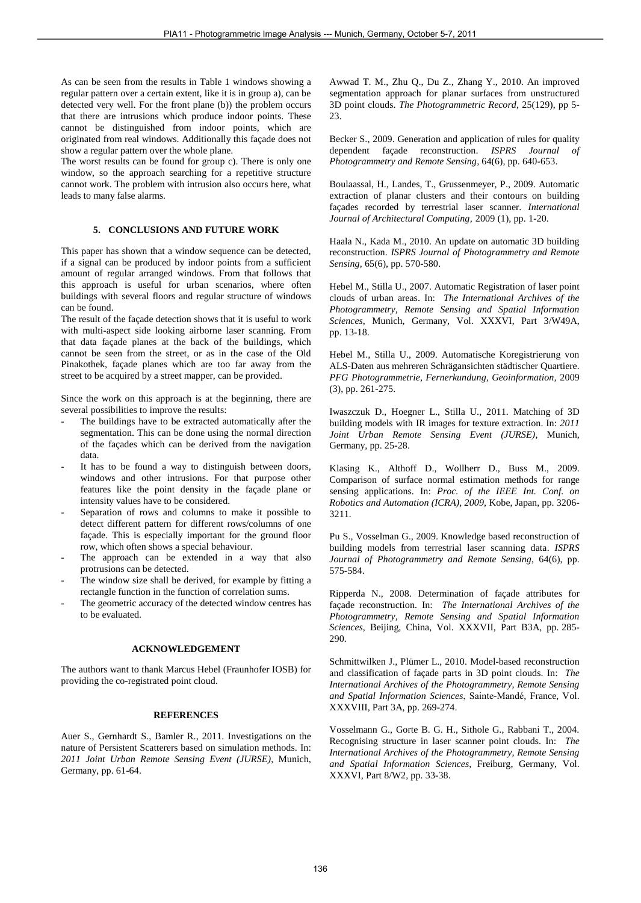As can be seen from the results in Table 1 windows showing a regular pattern over a certain extent, like it is in group a), can be detected very well. For the front plane (b)) the problem occurs that there are intrusions which produce indoor points. These cannot be distinguished from indoor points, which are originated from real windows. Additionally this façade does not show a regular pattern over the whole plane.
The worst results can be found for group c). There is only one window, so the approach searching for a repetitive structure cannot work. The problem with intrusion also occurs here, what leads to many false alarms.

## 5. CONCLUSIONS AND FUTURE WORK

This paper has shown that a window sequence can be detected, if a signal can be produced by indoor points from a sufficient amount of regular arranged windows. From that follows that this approach is useful for urban scenarios, where often buildings with several floors and regular structure of windows can be found.
The result of the façade detection shows that it is useful to work with multi-aspect side looking airborne laser scanning. From that data façade planes at the back of the buildings, which cannot be seen from the street, or as in the case of the Old Pinakothek, façade planes which are too far away from the street to be acquired by a street mapper, can be provided.

Since the work on this approach is at the beginning, there are several possibilities to improve the results:

- The buildings have to be extracted automatically after the segmentation. This can be done using the normal direction of the façades which can be derived from the navigation data.
- It has to be found a way to distinguish between doors, windows and other intrusions. For that purpose other features like the point density in the façade plane or intensity values have to be considered.
- Separation of rows and columns to make it possible to detect different pattern for different rows/columns of one façade. This is especially important for the ground floor row, which often shows a special behaviour.
- The approach can be extended in a way that also protrusions can be detected.
- The window size shall be derived, for example by fitting a rectangle function in the function of correlation sums.
- The geometric accuracy of the detected window centres has to be evaluated.

## ACKNOWLEDGEMENT

The authors want to thank Marcus Hebel (Fraunhofer IOSB) for providing the co-registrated point cloud.

## REFERENCES

Auer S., Gernhardt S., Bamler R., 2011. Investigations on the nature of Persistent Scatterers based on simulation methods. In: *2011 Joint Urban Remote Sensing Event (JURSE)*, Munich, Germany, pp. 61-64.

Awwad T. M., Zhu Q., Du Z., Zhang Y., 2010. An improved segmentation approach for planar surfaces from unstructured 3D point clouds. *The Photogrammetric Record*, 25(129), pp 5-23.

Becker S., 2009. Generation and application of rules for quality dependent façade reconstruction. *ISPRS Journal of Photogrammetry and Remote Sensing*, 64(6), pp. 640-653.

Boulaassal, H., Landes, T., Grussenmeyer, P., 2009. Automatic extraction of planar clusters and their contours on building façades recorded by terrestrial laser scanner. *International Journal of Architectural Computing*, 2009 (1), pp. 1-20.

Haala N., Kada M., 2010. An update on automatic 3D building reconstruction. *ISPRS Journal of Photogrammetry and Remote Sensing*, 65(6), pp. 570-580.

Hebel M., Stilla U., 2007. Automatic Registration of laser point clouds of urban areas. In: *The International Archives of the Photogrammetry, Remote Sensing and Spatial Information Sciences*, Munich, Germany, Vol. XXXVI, Part 3/W49A, pp. 13-18.

Hebel M., Stilla U., 2009. Automatische Koregistrierung von ALS-Daten aus mehreren Schrägansichten städtischer Quartiere. *PFG Photogrammetrie, Fernerkundung, Geoinformation*, 2009 (3), pp. 261-275.

Iwaszczuk D., Hoegner L., Stilla U., 2011. Matching of 3D building models with IR images for texture extraction. In: *2011 Joint Urban Remote Sensing Event (JURSE)*, Munich, Germany, pp. 25-28.

Klasing K., Althoff D., Wollherr D., Buss M., 2009. Comparison of surface normal estimation methods for range sensing applications. In: *Proc. of the IEEE Int. Conf. on Robotics and Automation (ICRA), 2009*, Kobe, Japan, pp. 3206-3211.

Pu S., Vosselman G., 2009. Knowledge based reconstruction of building models from terrestrial laser scanning data. *ISPRS Journal of Photogrammetry and Remote Sensing*, 64(6), pp. 575-584.

Ripperda N., 2008. Determination of façade attributes for façade reconstruction. In: *The International Archives of the Photogrammetry, Remote Sensing and Spatial Information Sciences*, Beijing, China, Vol. XXXVII, Part B3A, pp. 285-290.

Schmittwilken J., Plümer L., 2010. Model-based reconstruction and classification of façade parts in 3D point clouds. In: *The International Archives of the Photogrammetry, Remote Sensing and Spatial Information Sciences*, Sainte-Mandé, France, Vol. XXXVIII, Part 3A, pp. 269-274.

Vosselmann G., Gorte B. G. H., Sithole G., Rabbani T., 2004. Recognising structure in laser scanner point clouds. In: *The International Archives of the Photogrammetry, Remote Sensing and Spatial Information Sciences*, Freiburg, Germany, Vol. XXXVI, Part 8/W2, pp. 33-38.